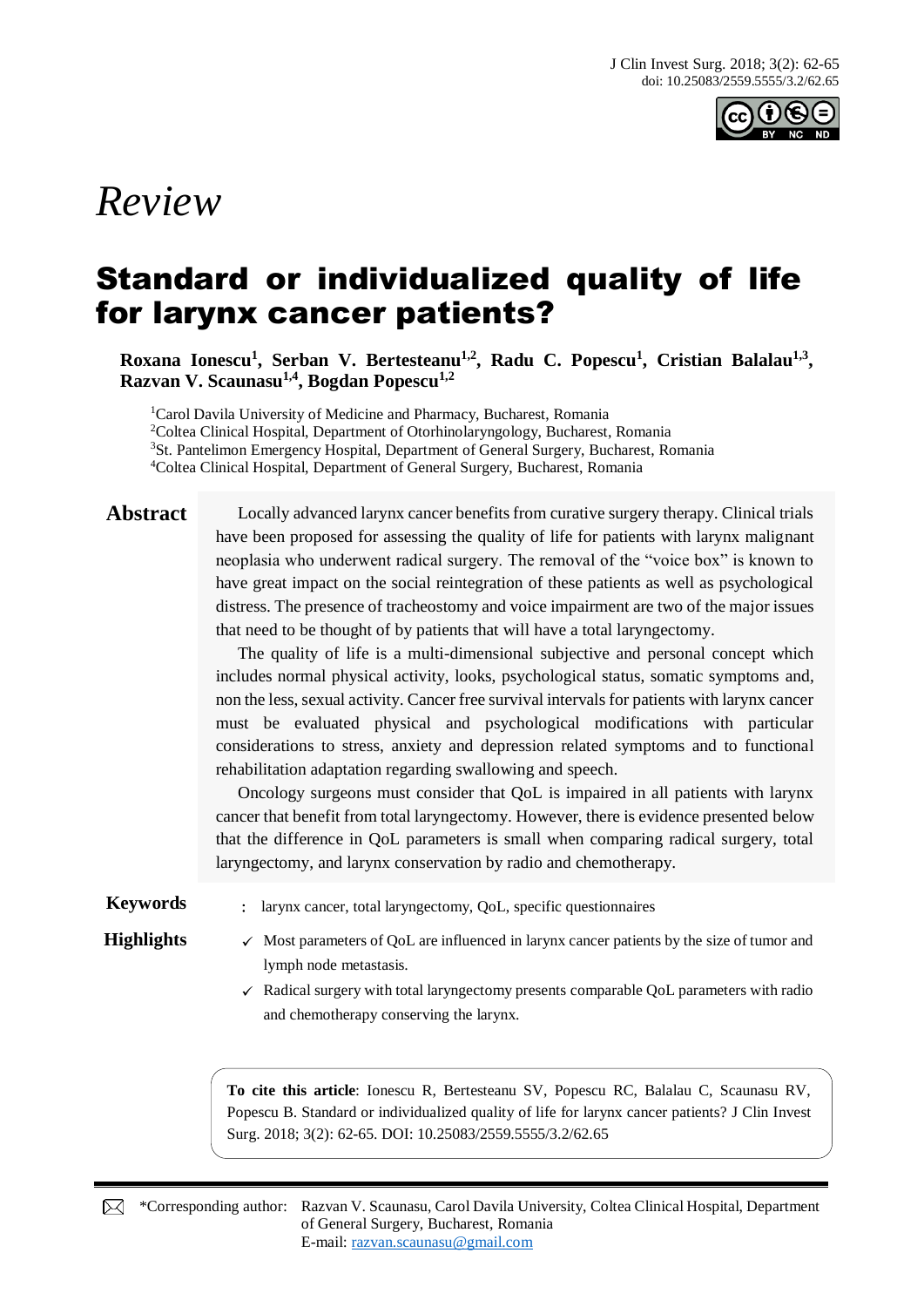*Review*

# Standard or individualized quality of life for larynx cancer patients?

**Roxana Ionescu[1], Serban V. Bertesteanu[1,2], Radu C. Popescu[1], Cristian Balalau[1,3], Razvan V. Scaunasu[1,4], Bogdan Popescu[1,2]**

[1]Carol Davila University of Medicine and Pharmacy, Bucharest, Romania
[2]Coltea Clinical Hospital, Department of Otorhinolaryngology, Bucharest, Romania
[3]St. Pantelimon Emergency Hospital, Department of General Surgery, Bucharest, Romania
[4]Coltea Clinical Hospital, Department of General Surgery, Bucharest, Romania

## Abstract

Locally advanced larynx cancer benefits from curative surgery therapy. Clinical trials have been proposed for assessing the quality of life for patients with larynx malignant neoplasia who underwent radical surgery. The removal of the "voice box" is known to have great impact on the social reintegration of these patients as well as psychological distress. The presence of tracheostomy and voice impairment are two of the major issues that need to be thought of by patients that will have a total laryngectomy.

The quality of life is a multi-dimensional subjective and personal concept which includes normal physical activity, looks, psychological status, somatic symptoms and, non the less, sexual activity. Cancer free survival intervals for patients with larynx cancer must be evaluated physical and psychological modifications with particular considerations to stress, anxiety and depression related symptoms and to functional rehabilitation adaptation regarding swallowing and speech.

Oncology surgeons must consider that QoL is impaired in all patients with larynx cancer that benefit from total laryngectomy. However, there is evidence presented below that the difference in QoL parameters is small when comparing radical surgery, total laryngectomy, and larynx conservation by radio and chemotherapy.

**Keywords**: larynx cancer, total laryngectomy, QoL, specific questionnaires

**Highlights**

- ✓ Most parameters of QoL are influenced in larynx cancer patients by the size of tumor and lymph node metastasis.
- ✓ Radical surgery with total laryngectomy presents comparable QoL parameters with radio and chemotherapy conserving the larynx.

**To cite this article**: Ionescu R, Bertesteanu SV, Popescu RC, Balalau C, Scaunasu RV, Popescu B. Standard or individualized quality of life for larynx cancer patients? J Clin Invest Surg. 2018; 3(2): 62-65. DOI: 10.25083/2559.5555/3.2/62.65

*Corresponding author: Razvan V. Scaunasu, Carol Davila University, Coltea Clinical Hospital, Department of General Surgery, Bucharest, Romania
E-mail: razvan.scaunasu@gmail.com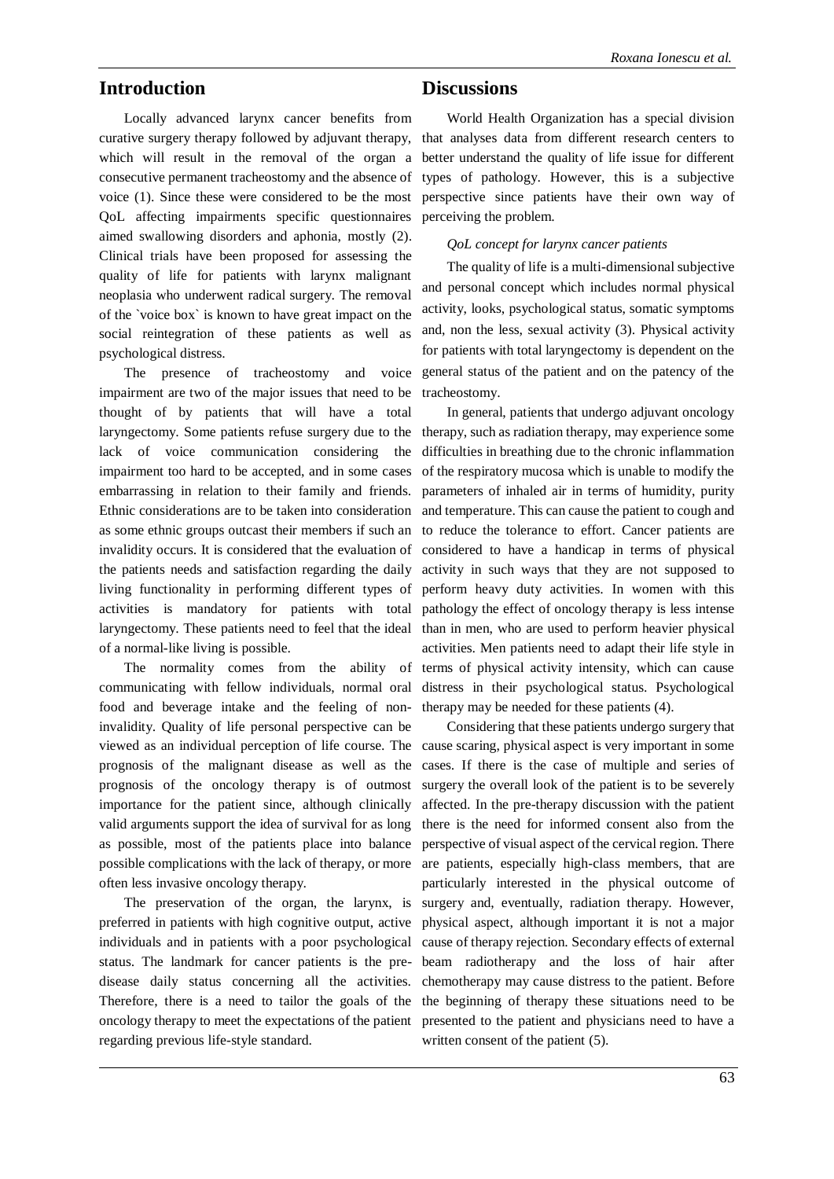## Introduction

Locally advanced larynx cancer benefits from curative surgery therapy followed by adjuvant therapy, which will result in the removal of the organ a consecutive permanent tracheostomy and the absence of voice (1). Since these were considered to be the most QoL affecting impairments specific questionnaires aimed swallowing disorders and aphonia, mostly (2). Clinical trials have been proposed for assessing the quality of life for patients with larynx malignant neoplasia who underwent radical surgery. The removal of the `voice box` is known to have great impact on the social reintegration of these patients as well as psychological distress.

The presence of tracheostomy and voice impairment are two of the major issues that need to be thought of by patients that will have a total laryngectomy. Some patients refuse surgery due to the lack of voice communication considering the impairment too hard to be accepted, and in some cases embarrassing in relation to their family and friends. Ethnic considerations are to be taken into consideration as some ethnic groups outcast their members if such an invalidity occurs. It is considered that the evaluation of the patients needs and satisfaction regarding the daily living functionality in performing different types of activities is mandatory for patients with total laryngectomy. These patients need to feel that the ideal of a normal-like living is possible.

The normality comes from the ability of communicating with fellow individuals, normal oral food and beverage intake and the feeling of non-invalidity. Quality of life personal perspective can be viewed as an individual perception of life course. The prognosis of the malignant disease as well as the prognosis of the oncology therapy is of outmost importance for the patient since, although clinically valid arguments support the idea of survival for as long as possible, most of the patients place into balance possible complications with the lack of therapy, or more often less invasive oncology therapy.

The preservation of the organ, the larynx, is preferred in patients with high cognitive output, active individuals and in patients with a poor psychological status. The landmark for cancer patients is the pre-disease daily status concerning all the activities. Therefore, there is a need to tailor the goals of the oncology therapy to meet the expectations of the patient regarding previous life-style standard.

## Discussions

World Health Organization has a special division that analyses data from different research centers to better understand the quality of life issue for different types of pathology. However, this is a subjective perspective since patients have their own way of perceiving the problem.

*QoL concept for larynx cancer patients*

The quality of life is a multi-dimensional subjective and personal concept which includes normal physical activity, looks, psychological status, somatic symptoms and, non the less, sexual activity (3). Physical activity for patients with total laryngectomy is dependent on the general status of the patient and on the patency of the tracheostomy.

In general, patients that undergo adjuvant oncology therapy, such as radiation therapy, may experience some difficulties in breathing due to the chronic inflammation of the respiratory mucosa which is unable to modify the parameters of inhaled air in terms of humidity, purity and temperature. This can cause the patient to cough and to reduce the tolerance to effort. Cancer patients are considered to have a handicap in terms of physical activity in such ways that they are not supposed to perform heavy duty activities. In women with this pathology the effect of oncology therapy is less intense than in men, who are used to perform heavier physical activities. Men patients need to adapt their life style in terms of physical activity intensity, which can cause distress in their psychological status. Psychological therapy may be needed for these patients (4).

Considering that these patients undergo surgery that cause scaring, physical aspect is very important in some cases. If there is the case of multiple and series of surgery the overall look of the patient is to be severely affected. In the pre-therapy discussion with the patient there is the need for informed consent also from the perspective of visual aspect of the cervical region. There are patients, especially high-class members, that are particularly interested in the physical outcome of surgery and, eventually, radiation therapy. However, physical aspect, although important it is not a major cause of therapy rejection. Secondary effects of external beam radiotherapy and the loss of hair after chemotherapy may cause distress to the patient. Before the beginning of therapy these situations need to be presented to the patient and physicians need to have a written consent of the patient (5).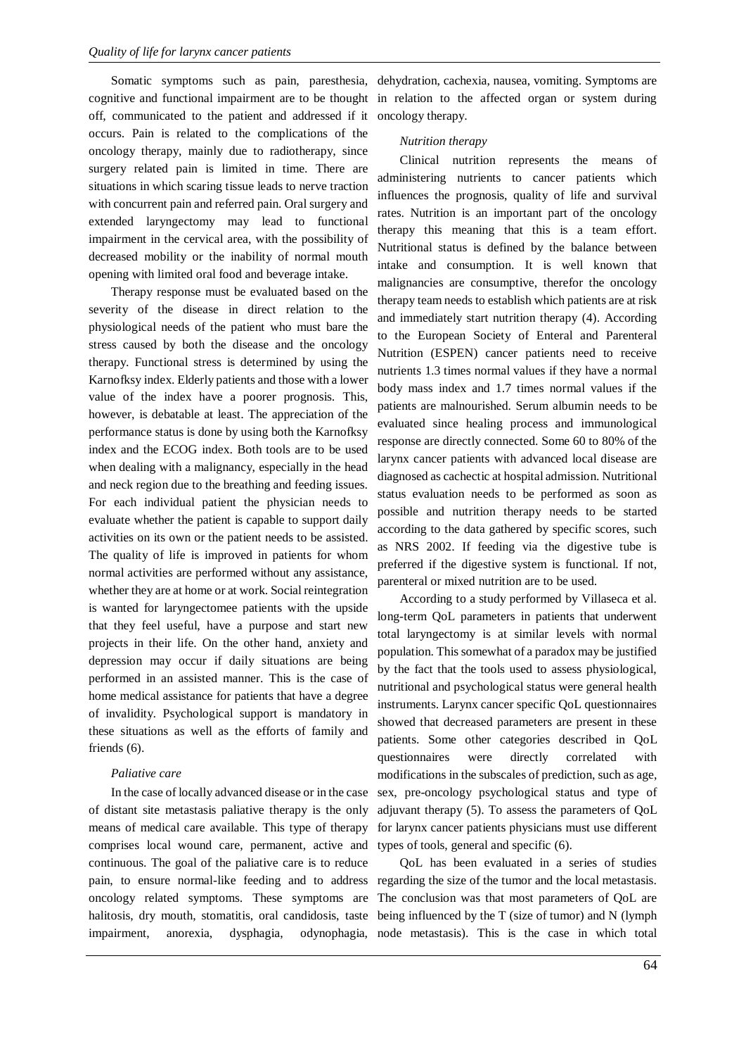Somatic symptoms such as pain, paresthesia, cognitive and functional impairment are to be thought off, communicated to the patient and addressed if it occurs. Pain is related to the complications of the oncology therapy, mainly due to radiotherapy, since surgery related pain is limited in time. There are situations in which scaring tissue leads to nerve traction with concurrent pain and referred pain. Oral surgery and extended laryngectomy may lead to functional impairment in the cervical area, with the possibility of decreased mobility or the inability of normal mouth opening with limited oral food and beverage intake.

Therapy response must be evaluated based on the severity of the disease in direct relation to the physiological needs of the patient who must bare the stress caused by both the disease and the oncology therapy. Functional stress is determined by using the Karnofksy index. Elderly patients and those with a lower value of the index have a poorer prognosis. This, however, is debatable at least. The appreciation of the performance status is done by using both the Karnofksy index and the ECOG index. Both tools are to be used when dealing with a malignancy, especially in the head and neck region due to the breathing and feeding issues. For each individual patient the physician needs to evaluate whether the patient is capable to support daily activities on its own or the patient needs to be assisted. The quality of life is improved in patients for whom normal activities are performed without any assistance, whether they are at home or at work. Social reintegration is wanted for laryngectomee patients with the upside that they feel useful, have a purpose and start new projects in their life. On the other hand, anxiety and depression may occur if daily situations are being performed in an assisted manner. This is the case of home medical assistance for patients that have a degree of invalidity. Psychological support is mandatory in these situations as well as the efforts of family and friends (6).

*Paliative care*

In the case of locally advanced disease or in the case of distant site metastasis paliative therapy is the only means of medical care available. This type of therapy comprises local wound care, permanent, active and continuous. The goal of the paliative care is to reduce pain, to ensure normal-like feeding and to address oncology related symptoms. These symptoms are halitosis, dry mouth, stomatitis, oral candidosis, taste impairment, anorexia, dysphagia, odynophagia, dehydration, cachexia, nausea, vomiting. Symptoms are in relation to the affected organ or system during oncology therapy.

*Nutrition therapy*

Clinical nutrition represents the means of administering nutrients to cancer patients which influences the prognosis, quality of life and survival rates. Nutrition is an important part of the oncology therapy this meaning that this is a team effort. Nutritional status is defined by the balance between intake and consumption. It is well known that malignancies are consumptive, therefor the oncology therapy team needs to establish which patients are at risk and immediately start nutrition therapy (4). According to the European Society of Enteral and Parenteral Nutrition (ESPEN) cancer patients need to receive nutrients 1.3 times normal values if they have a normal body mass index and 1.7 times normal values if the patients are malnourished. Serum albumin needs to be evaluated since healing process and immunological response are directly connected. Some 60 to 80% of the larynx cancer patients with advanced local disease are diagnosed as cachectic at hospital admission. Nutritional status evaluation needs to be performed as soon as possible and nutrition therapy needs to be started according to the data gathered by specific scores, such as NRS 2002. If feeding via the digestive tube is preferred if the digestive system is functional. If not, parenteral or mixed nutrition are to be used.

According to a study performed by Villaseca et al. long-term QoL parameters in patients that underwent total laryngectomy is at similar levels with normal population. This somewhat of a paradox may be justified by the fact that the tools used to assess physiological, nutritional and psychological status were general health instruments. Larynx cancer specific QoL questionnaires showed that decreased parameters are present in these patients. Some other categories described in QoL questionnaires were directly correlated with modifications in the subscales of prediction, such as age, sex, pre-oncology psychological status and type of adjuvant therapy (5). To assess the parameters of QoL for larynx cancer patients physicians must use different types of tools, general and specific (6).

QoL has been evaluated in a series of studies regarding the size of the tumor and the local metastasis. The conclusion was that most parameters of QoL are being influenced by the T (size of tumor) and N (lymph node metastasis). This is the case in which total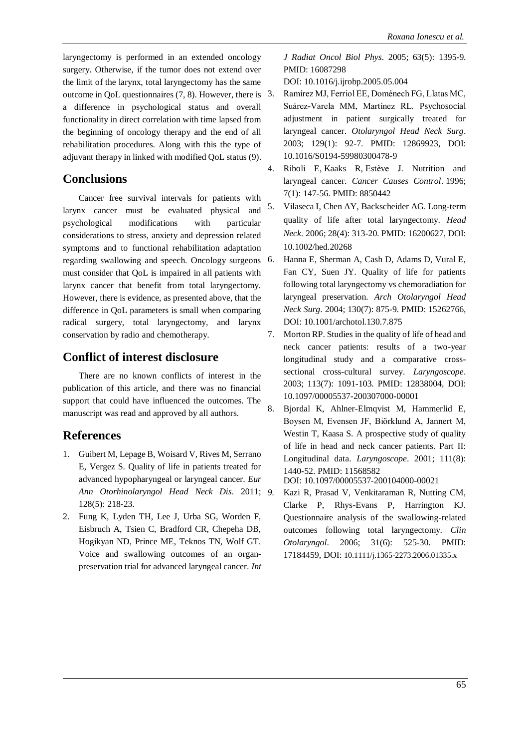laryngectomy is performed in an extended oncology surgery. Otherwise, if the tumor does not extend over the limit of the larynx, total laryngectomy has the same outcome in QoL questionnaires (7, 8). However, there is a difference in psychological status and overall functionality in direct correlation with time lapsed from the beginning of oncology therapy and the end of all rehabilitation procedures. Along with this the type of adjuvant therapy in linked with modified QoL status (9).

## Conclusions

Cancer free survival intervals for patients with larynx cancer must be evaluated physical and psychological modifications with particular considerations to stress, anxiety and depression related symptoms and to functional rehabilitation adaptation regarding swallowing and speech. Oncology surgeons must consider that QoL is impaired in all patients with larynx cancer that benefit from total laryngectomy. However, there is evidence, as presented above, that the difference in QoL parameters is small when comparing radical surgery, total laryngectomy, and larynx conservation by radio and chemotherapy.

## Conflict of interest disclosure

There are no known conflicts of interest in the publication of this article, and there was no financial support that could have influenced the outcomes. The manuscript was read and approved by all authors.

## References

1. Guibert M, Lepage B, Woisard V, Rives M, Serrano E, Vergez S. Quality of life in patients treated for advanced hypopharyngeal or laryngeal cancer. *Eur Ann Otorhinolaryngol Head Neck Dis*. 2011; 128(5): 218-23.
2. Fung K, Lyden TH, Lee J, Urba SG, Worden F, Eisbruch A, Tsien C, Bradford CR, Chepeha DB, Hogikyan ND, Prince ME, Teknos TN, Wolf GT. Voice and swallowing outcomes of an organ-preservation trial for advanced laryngeal cancer. *Int J Radiat Oncol Biol Phys*. 2005; 63(5): 1395-9. PMID: 16087298 DOI: 10.1016/j.ijrobp.2005.05.004
3. Ramírez MJ, Ferriol EE, Doménech FG, Llatas MC, Suárez-Varela MM, Martínez RL. Psychosocial adjustment in patient surgically treated for laryngeal cancer. *Otolaryngol Head Neck Surg*. 2003; 129(1): 92-7. PMID: 12869923, DOI: 10.1016/S0194-59980300478-9
4. Riboli E, Kaaks R, Estève J. Nutrition and laryngeal cancer. *Cancer Causes Control*. 1996; 7(1): 147-56. PMID: 8850442
5. Vilaseca I, Chen AY, Backscheider AG. Long-term quality of life after total laryngectomy. *Head Neck*. 2006; 28(4): 313-20. PMID: 16200627, DOI: 10.1002/hed.20268
6. Hanna E, Sherman A, Cash D, Adams D, Vural E, Fan CY, Suen JY. Quality of life for patients following total laryngectomy vs chemoradiation for laryngeal preservation. *Arch Otolaryngol Head Neck Surg*. 2004; 130(7): 875-9. PMID: 15262766, DOI: 10.1001/archotol.130.7.875
7. Morton RP. Studies in the quality of life of head and neck cancer patients: results of a two-year longitudinal study and a comparative cross-sectional cross-cultural survey. *Laryngoscope*. 2003; 113(7): 1091-103. PMID: 12838004, DOI: 10.1097/00005537-200307000-00001
8. Bjordal K, Ahlner-Elmqvist M, Hammerlid E, Boysen M, Evensen JF, Biörklund A, Jannert M, Westin T, Kaasa S. A prospective study of quality of life in head and neck cancer patients. Part II: Longitudinal data. *Laryngoscope*. 2001; 111(8): 1440-52. PMID: 11568582 DOI: 10.1097/00005537-200104000-00021
9. Kazi R, Prasad V, Venkitaraman R, Nutting CM, Clarke P, Rhys-Evans P, Harrington KJ. Questionnaire analysis of the swallowing-related outcomes following total laryngectomy. *Clin Otolaryngol*. 2006; 31(6): 525-30. PMID: 17184459, DOI: 10.1111/j.1365-2273.2006.01335.x